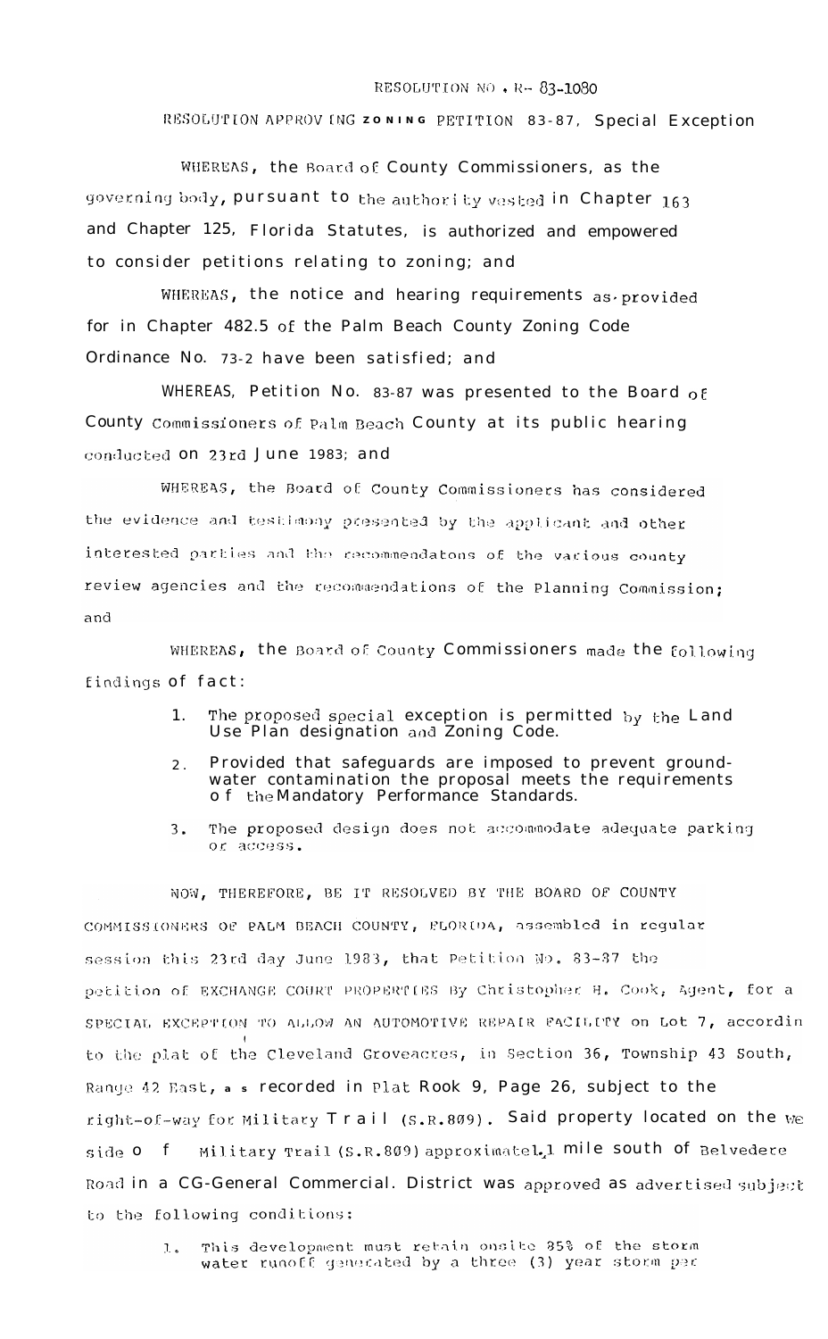RESOLUTION NO. R- 83-1080

RESOLUTION APPROVING ZONING PETITION 83-87, Special Exception

WHEREAS, the Board of County Commissioners, as the governing body, pursuant to the authority vested in Chapter 163 and Chapter 125, Florida Statutes, is authorized and empowered to consider petitions relating to zoning; and

WHEREAS, the notice and hearing requirements as provided for in Chapter 482.5 of the Palm Beach County Zoning Code Ordinance No. 73-2 have been satisfied; and

WHEREAS, Petition No. 83-87 was presented to the Board of County Commissioners of Palm Beach County at its public hearing conducted on 23rd June 1983; and

WHEREAS, the Board of County Commissioners has considered the evidence and testimony presented by the applicant and other interested parties and the recommendatons of the various county review agencies and the recommendations of the Planning Commission; and

WHEREAS, the Board of County Commissioners made the following findings of fact:

1. The proposed special exception is permitted by the Land Use Plan designation and Zoning Code.
2. Provided that safeguards are imposed to prevent groundwater contamination the proposal meets the requirements of the Mandatory Performance Standards.
3. The proposed design does not accommodate adequate parking or access.

NOW, THEREFORE, BE IT RESOLVED BY THE BOARD OF COUNTY COMMISSIONERS OF PALM BEACH COUNTY, FLORIDA, assembled in regular session this 23rd day June 1983, that Petition No. 83-87 the petition of EXCHANGE COURT PROPERTIES By Christopher H. Cook, Agent, for a SPECIAL EXCEPTION TO ALLOW AN AUTOMOTIVE REPAIR FACILITY on Lot 7, accordin to the plat of the Cleveland Groveacres, in Section 36, Township 43 South, Range 42 East, as recorded in Plat Rook 9, Page 26, subject to the right-of-way for Military Trail (S.R.809). Said property located on the we side of Military Trail (S.R.809) approximatel.1 mile south of Belvedere Road in a CG-General Commercial. District was approved as advertised subject to the following conditions:

1. This development must retain onsite 85% of the storm water runoff generated by a three (3) year storm per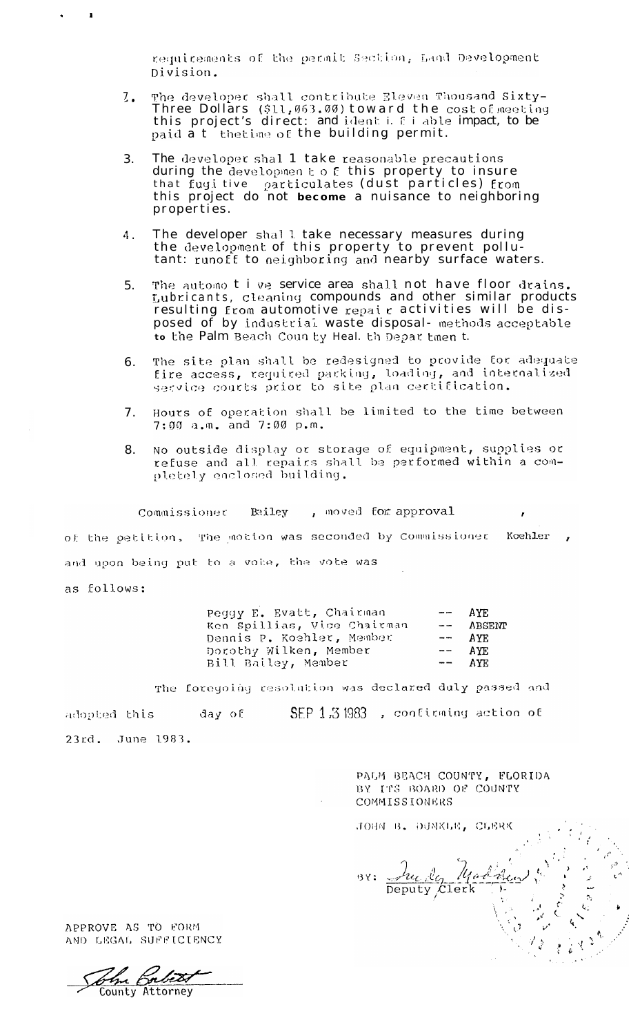requirements of the permit Section, Land Development Division.

2. The developer shall contribute Eleven Thousand Sixty-Three Dollars ($11,063.00) toward the cost of meeting this project's direct and identifiable impact, to be paid at the time of the building permit.

3. The developer shall take reasonable precautions during the development of this property to insure that fugitive particulates (dust particles) from this project do not **become** a nuisance to neighboring properties.

4. The developer shall take necessary measures during the development of this property to prevent pollutant runoff to neighboring and nearby surface waters.

5. The automotive service area shall not have floor drains. Lubricants, cleaning compounds and other similar products resulting from automotive repair activities will be disposed of by industrial waste disposal methods acceptable **to** the Palm Beach County Health Department.

6. The site plan shall be redesigned to provide for adequate fire access, required parking, loading, and internalized service courts prior to site plan certification.

7. Hours of operation shall be limited to the time between 7:00 a.m. and 7:00 p.m.

8. No outside display or storage of equipment, supplies or refuse and all repairs shall be performed within a completely enclosed building.

Commissioner Bailey, moved for approval of the petition. The motion was seconded by Commissioner Koehler, and upon being put to a vote, the vote was as follows:

| | | |
|---|---|---|
| Peggy E. Evatt, Chairman | -- | AYE |
| Ken Spillias, Vice Chairman | -- | ABSENT |
| Dennis P. Koehler, Member | -- | AYE |
| Dorothy Wilken, Member | -- | AYE |
| Bill Bailey, Member | -- | AYE |

The foregoing resolution was declared duly passed and adopted this day of SEP 13 1983, confirming action of 23rd. June 1983.

PALM BEACH COUNTY, FLORIDA
BY ITS BOARD OF COUNTY COMMISSIONERS

JOHN B. DUNKLE, CLERK

BY: [signature]
Deputy Clerk

APPROVE AS TO FORM
AND LEGAL SUFFICIENCY

[signature]
County Attorney